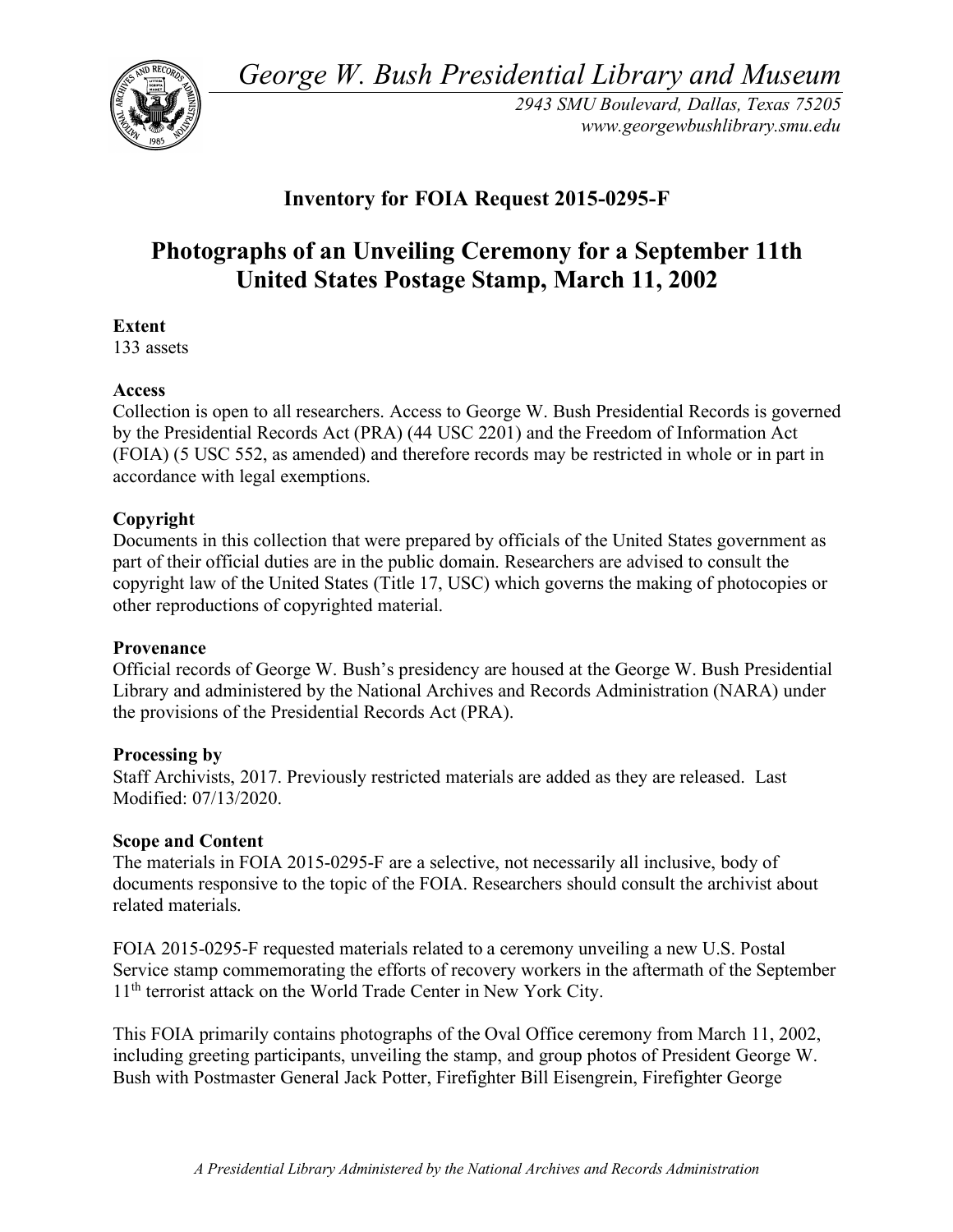*George W. Bush Presidential Library and Museum*

*2943 SMU Boulevard, Dallas, Texas 75205*
*www.georgewbushlibrary.smu.edu*

## Inventory for FOIA Request 2015-0295-F

# Photographs of an Unveiling Ceremony for a September 11th United States Postage Stamp, March 11, 2002

**Extent**
133 assets

**Access**
Collection is open to all researchers. Access to George W. Bush Presidential Records is governed by the Presidential Records Act (PRA) (44 USC 2201) and the Freedom of Information Act (FOIA) (5 USC 552, as amended) and therefore records may be restricted in whole or in part in accordance with legal exemptions.

**Copyright**
Documents in this collection that were prepared by officials of the United States government as part of their official duties are in the public domain. Researchers are advised to consult the copyright law of the United States (Title 17, USC) which governs the making of photocopies or other reproductions of copyrighted material.

**Provenance**
Official records of George W. Bush's presidency are housed at the George W. Bush Presidential Library and administered by the National Archives and Records Administration (NARA) under the provisions of the Presidential Records Act (PRA).

**Processing by**
Staff Archivists, 2017. Previously restricted materials are added as they are released. Last Modified: 07/13/2020.

**Scope and Content**
The materials in FOIA 2015-0295-F are a selective, not necessarily all inclusive, body of documents responsive to the topic of the FOIA. Researchers should consult the archivist about related materials.

FOIA 2015-0295-F requested materials related to a ceremony unveiling a new U.S. Postal Service stamp commemorating the efforts of recovery workers in the aftermath of the September 11th terrorist attack on the World Trade Center in New York City.

This FOIA primarily contains photographs of the Oval Office ceremony from March 11, 2002, including greeting participants, unveiling the stamp, and group photos of President George W. Bush with Postmaster General Jack Potter, Firefighter Bill Eisengrein, Firefighter George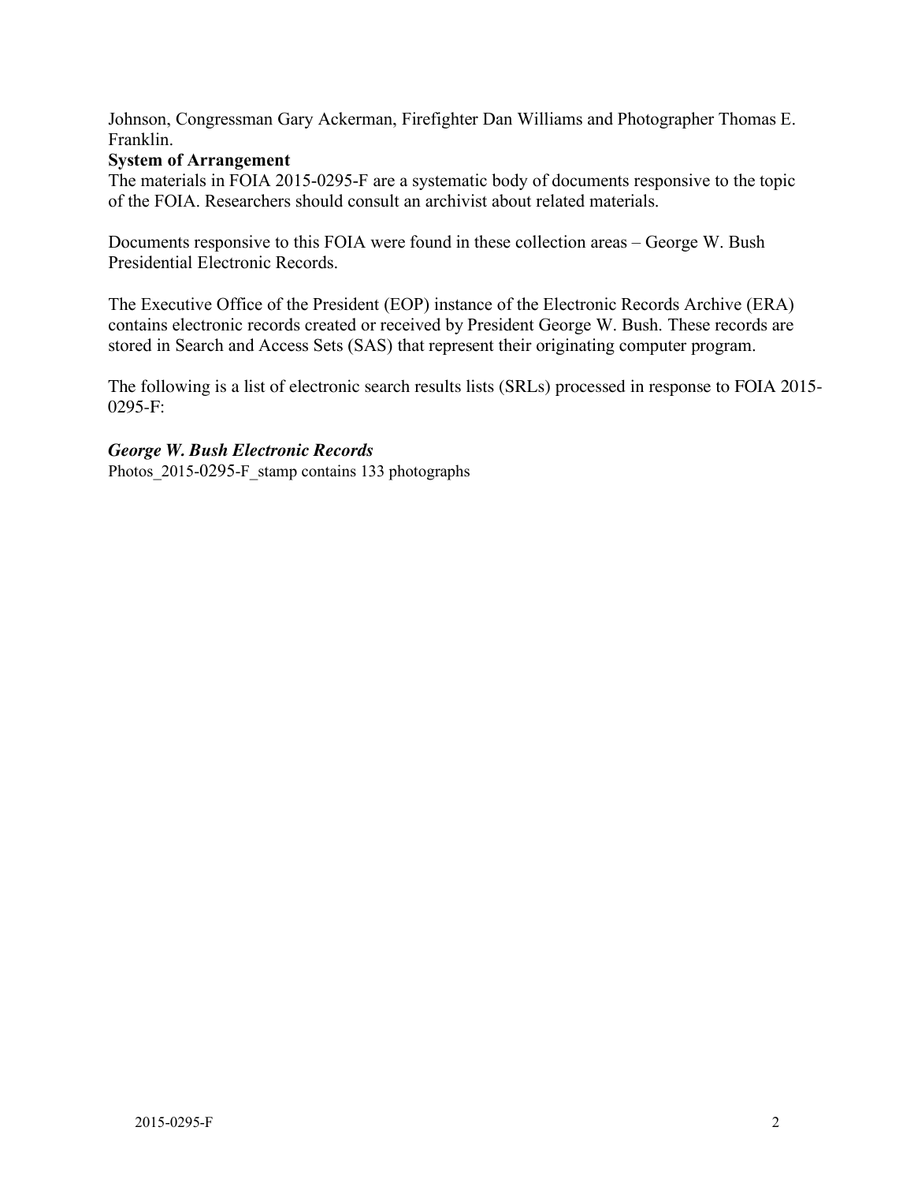Johnson, Congressman Gary Ackerman, Firefighter Dan Williams and Photographer Thomas E. Franklin.

**System of Arrangement**

The materials in FOIA 2015-0295-F are a systematic body of documents responsive to the topic of the FOIA. Researchers should consult an archivist about related materials.

Documents responsive to this FOIA were found in these collection areas – George W. Bush Presidential Electronic Records.

The Executive Office of the President (EOP) instance of the Electronic Records Archive (ERA) contains electronic records created or received by President George W. Bush. These records are stored in Search and Access Sets (SAS) that represent their originating computer program.

The following is a list of electronic search results lists (SRLs) processed in response to FOIA 2015-0295-F:

***George W. Bush Electronic Records***

Photos_2015-0295-F_stamp contains 133 photographs